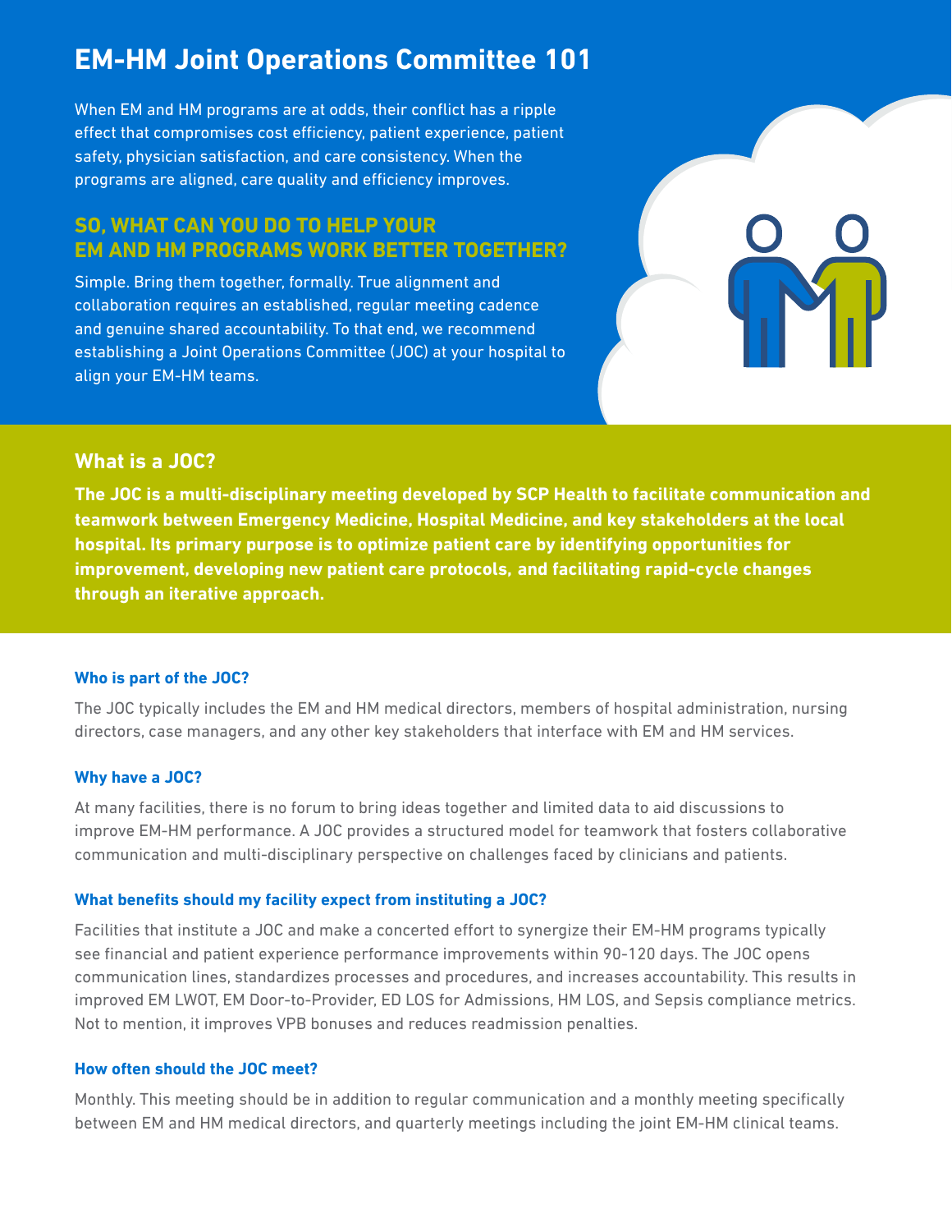# EM-HM Joint Operations Committee 101

When EM and HM programs are at odds, their conflict has a ripple effect that compromises cost efficiency, patient experience, patient safety, physician satisfaction, and care consistency. When the programs are aligned, care quality and efficiency improves.

## SO, WHAT CAN YOU DO TO HELP YOUR EM AND HM PROGRAMS WORK BETTER TOGETHER?

Simple. Bring them together, formally. True alignment and collaboration requires an established, regular meeting cadence and genuine shared accountability. To that end, we recommend establishing a Joint Operations Committee (JOC) at your hospital to align your EM-HM teams.

## What is a JOC?

**The JOC is a multi-disciplinary meeting developed by SCP Health to facilitate communication and teamwork between Emergency Medicine, Hospital Medicine, and key stakeholders at the local hospital. Its primary purpose is to optimize patient care by identifying opportunities for improvement, developing new patient care protocols, and facilitating rapid-cycle changes through an iterative approach.**

### Who is part of the JOC?

The JOC typically includes the EM and HM medical directors, members of hospital administration, nursing directors, case managers, and any other key stakeholders that interface with EM and HM services.

### Why have a JOC?

At many facilities, there is no forum to bring ideas together and limited data to aid discussions to improve EM-HM performance. A JOC provides a structured model for teamwork that fosters collaborative communication and multi-disciplinary perspective on challenges faced by clinicians and patients.

### What benefits should my facility expect from instituting a JOC?

Facilities that institute a JOC and make a concerted effort to synergize their EM-HM programs typically see financial and patient experience performance improvements within 90-120 days. The JOC opens communication lines, standardizes processes and procedures, and increases accountability. This results in improved EM LWOT, EM Door-to-Provider, ED LOS for Admissions, HM LOS, and Sepsis compliance metrics. Not to mention, it improves VPB bonuses and reduces readmission penalties.

### How often should the JOC meet?

Monthly. This meeting should be in addition to regular communication and a monthly meeting specifically between EM and HM medical directors, and quarterly meetings including the joint EM-HM clinical teams.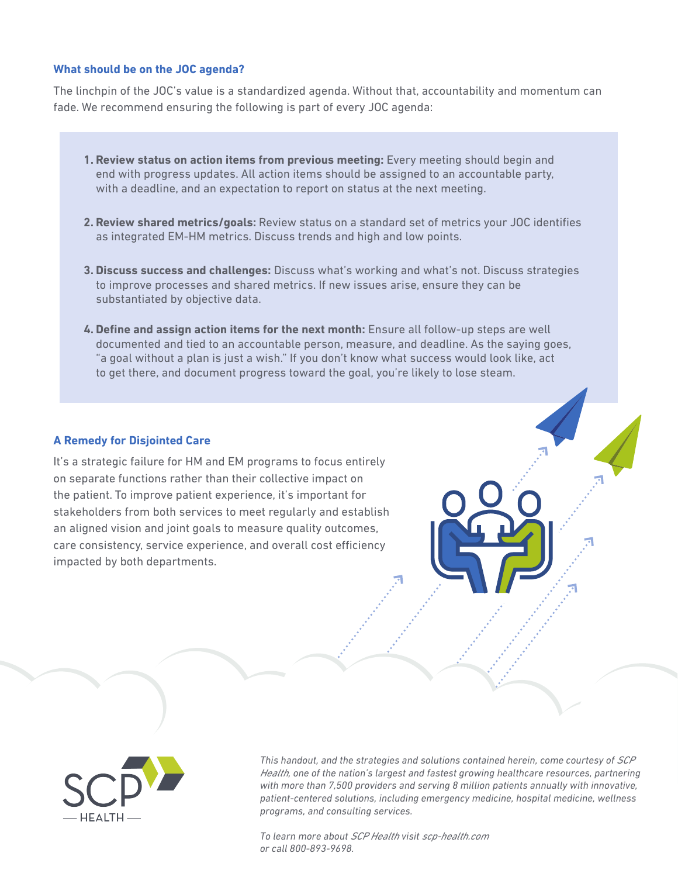### What should be on the JOC agenda?

The linchpin of the JOC's value is a standardized agenda. Without that, accountability and momentum can fade. We recommend ensuring the following is part of every JOC agenda:

1. **Review status on action items from previous meeting:** Every meeting should begin and end with progress updates. All action items should be assigned to an accountable party, with a deadline, and an expectation to report on status at the next meeting.

2. **Review shared metrics/goals:** Review status on a standard set of metrics your JOC identifies as integrated EM-HM metrics. Discuss trends and high and low points.

3. **Discuss success and challenges:** Discuss what's working and what's not. Discuss strategies to improve processes and shared metrics. If new issues arise, ensure they can be substantiated by objective data.

4. **Define and assign action items for the next month:** Ensure all follow-up steps are well documented and tied to an accountable person, measure, and deadline. As the saying goes, "a goal without a plan is just a wish." If you don't know what success would look like, act to get there, and document progress toward the goal, you're likely to lose steam.

### A Remedy for Disjointed Care

It's a strategic failure for HM and EM programs to focus entirely on separate functions rather than their collective impact on the patient. To improve patient experience, it's important for stakeholders from both services to meet regularly and establish an aligned vision and joint goals to measure quality outcomes, care consistency, service experience, and overall cost efficiency impacted by both departments.

SCP HEALTH

*This handout, and the strategies and solutions contained herein, come courtesy of SCP Health, one of the nation's largest and fastest growing healthcare resources, partnering with more than 7,500 providers and serving 8 million patients annually with innovative, patient-centered solutions, including emergency medicine, hospital medicine, wellness programs, and consulting services.*

*To learn more about SCP Health visit scp-health.com or call 800-893-9698.*